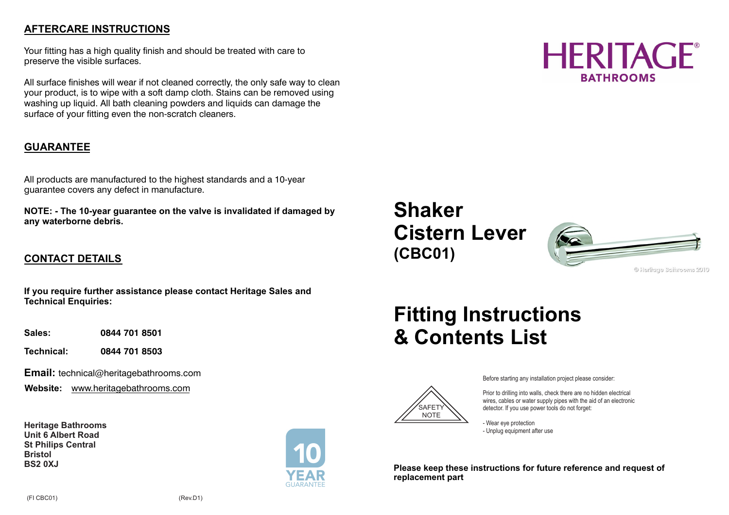## AFTERCARE INSTRUCTIONS

Your fitting has a high quality finish and should be treated with care to preserve the visible surfaces.

All surface finishes will wear if not cleaned correctly, the only safe way to clean your product, is to wipe with a soft damp cloth. Stains can be removed using washing up liquid. All bath cleaning powders and liquids can damage the surface of your fitting even the non-scratch cleaners.

## GUARANTEE

All products are manufactured to the highest standards and a 10-year guarantee covers any defect in manufacture.

**NOTE: - The 10-year guarantee on the valve is invalidated if damaged by any waterborne debris.**

## CONTACT DETAILS

**If you require further assistance please contact Heritage Sales and Technical Enquiries:**

**Sales:** **0844 701 8501**

**Technical:** **0844 701 8503**

**Email:** technical@heritagebathrooms.com

**Website:** www.heritagebathrooms.com

**Heritage Bathrooms**
**Unit 6 Albert Road**
**St Philips Central**
**Bristol**
**BS2 0XJ**

10 YEAR GUARANTEE

(FI CBC01) (Rev.D1)

HERITAGE® BATHROOMS

# Shaker Cistern Lever (CBC01)

© Heritage Bathrooms 2010

# Fitting Instructions & Contents List

SAFETY NOTE

Before starting any installation project please consider:

Prior to drilling into walls, check there are no hidden electrical wires, cables or water supply pipes with the aid of an electronic detector. If you use power tools do not forget:

- Wear eye protection
- Unplug equipment after use

**Please keep these instructions for future reference and request of replacement part**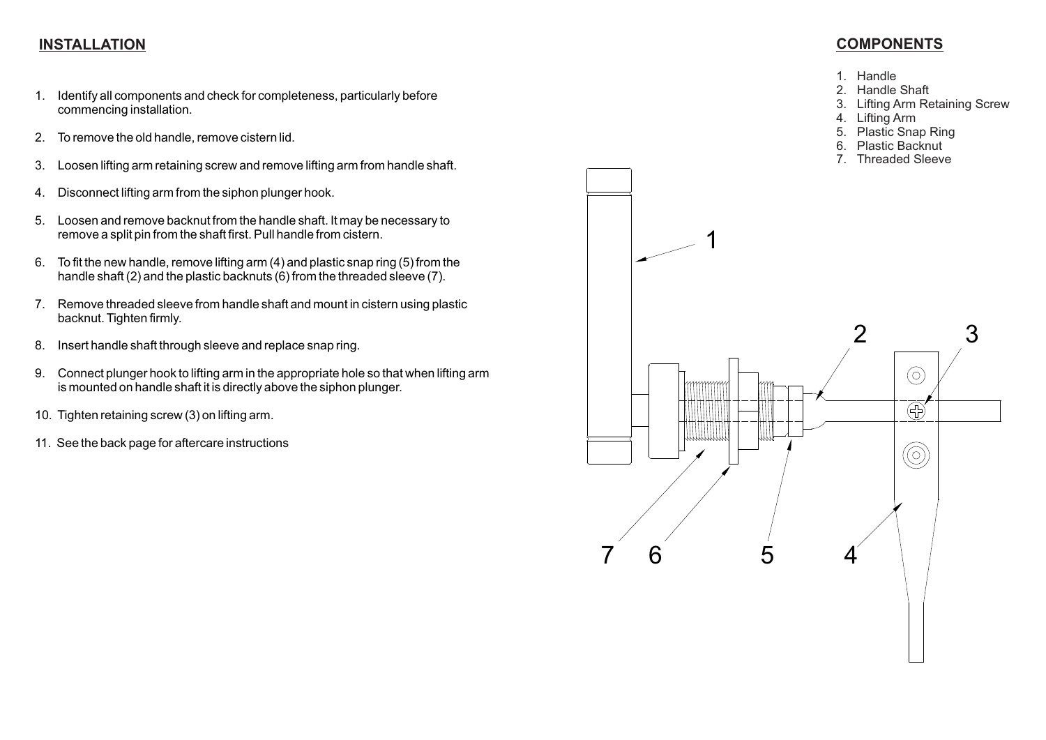## INSTALLATION

1. Identify all components and check for completeness, particularly before commencing installation.
2. To remove the old handle, remove cistern lid.
3. Loosen lifting arm retaining screw and remove lifting arm from handle shaft.
4. Disconnect lifting arm from the siphon plunger hook.
5. Loosen and remove backnut from the handle shaft. It may be necessary to remove a split pin from the shaft first. Pull handle from cistern.
6. To fit the new handle, remove lifting arm (4) and plastic snap ring (5) from the handle shaft (2) and the plastic backnuts (6) from the threaded sleeve (7).
7. Remove threaded sleeve from handle shaft and mount in cistern using plastic backnut. Tighten firmly.
8. Insert handle shaft through sleeve and replace snap ring.
9. Connect plunger hook to lifting arm in the appropriate hole so that when lifting arm is mounted on handle shaft it is directly above the siphon plunger.
10. Tighten retaining screw (3) on lifting arm.
11. See the back page for aftercare instructions

## COMPONENTS

1. Handle
2. Handle Shaft
3. Lifting Arm Retaining Screw
4. Lifting Arm
5. Plastic Snap Ring
6. Plastic Backnut
7. Threaded Sleeve

1

2

3

7 6 5 4